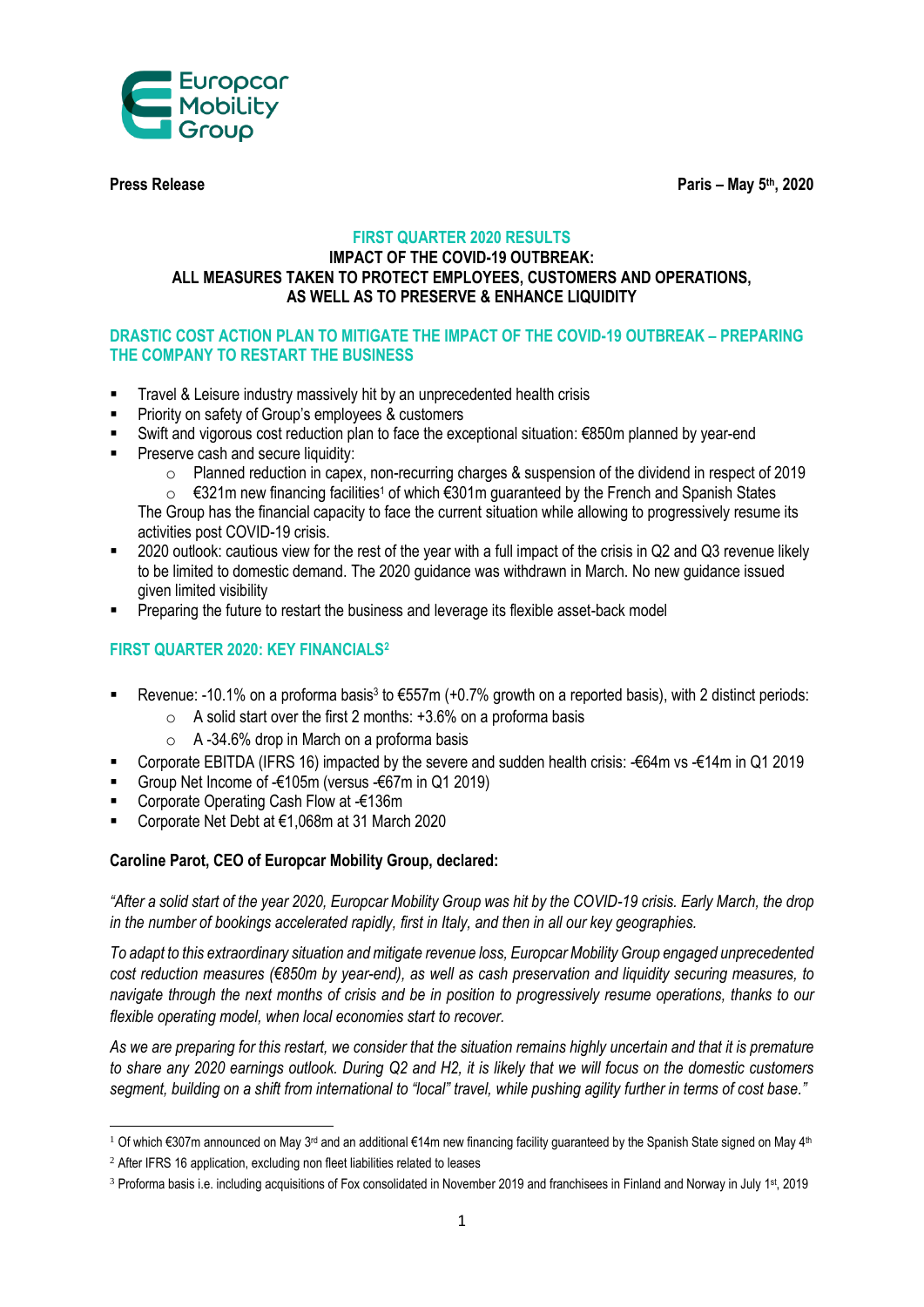Press Release

Paris – May 5th, 2020

## FIRST QUARTER 2020 RESULTS

### IMPACT OF THE COVID-19 OUTBREAK: ALL MEASURES TAKEN TO PROTECT EMPLOYEES, CUSTOMERS AND OPERATIONS, AS WELL AS TO PRESERVE & ENHANCE LIQUIDITY

## DRASTIC COST ACTION PLAN TO MITIGATE THE IMPACT OF THE COVID-19 OUTBREAK – PREPARING THE COMPANY TO RESTART THE BUSINESS

- Travel & Leisure industry massively hit by an unprecedented health crisis
- Priority on safety of Group's employees & customers
- Swift and vigorous cost reduction plan to face the exceptional situation: €850m planned by year-end
- Preserve cash and secure liquidity:
  - Planned reduction in capex, non-recurring charges & suspension of the dividend in respect of 2019
  - €321m new financing facilities[1] of which €301m guaranteed by the French and Spanish States

  The Group has the financial capacity to face the current situation while allowing to progressively resume its activities post COVID-19 crisis.
- 2020 outlook: cautious view for the rest of the year with a full impact of the crisis in Q2 and Q3 revenue likely to be limited to domestic demand. The 2020 guidance was withdrawn in March. No new guidance issued given limited visibility
- Preparing the future to restart the business and leverage its flexible asset-back model

## FIRST QUARTER 2020: KEY FINANCIALS[2]

- Revenue: -10.1% on a proforma basis[3] to €557m (+0.7% growth on a reported basis), with 2 distinct periods:
  - A solid start over the first 2 months: +3.6% on a proforma basis
  - A -34.6% drop in March on a proforma basis
- Corporate EBITDA (IFRS 16) impacted by the severe and sudden health crisis: -€64m vs -€14m in Q1 2019
- Group Net Income of -€105m (versus -€67m in Q1 2019)
- Corporate Operating Cash Flow at -€136m
- Corporate Net Debt at €1,068m at 31 March 2020

**Caroline Parot, CEO of Europcar Mobility Group, declared:**

*"After a solid start of the year 2020, Europcar Mobility Group was hit by the COVID-19 crisis. Early March, the drop in the number of bookings accelerated rapidly, first in Italy, and then in all our key geographies.*

*To adapt to this extraordinary situation and mitigate revenue loss, Europcar Mobility Group engaged unprecedented cost reduction measures (€850m by year-end), as well as cash preservation and liquidity securing measures, to navigate through the next months of crisis and be in position to progressively resume operations, thanks to our flexible operating model, when local economies start to recover.*

*As we are preparing for this restart, we consider that the situation remains highly uncertain and that it is premature to share any 2020 earnings outlook. During Q2 and H2, it is likely that we will focus on the domestic customers segment, building on a shift from international to "local" travel, while pushing agility further in terms of cost base."*

---

[1] Of which €307m announced on May 3rd and an additional €14m new financing facility guaranteed by the Spanish State signed on May 4th

[2] After IFRS 16 application, excluding non fleet liabilities related to leases

[3] Proforma basis i.e. including acquisitions of Fox consolidated in November 2019 and franchisees in Finland and Norway in July 1st, 2019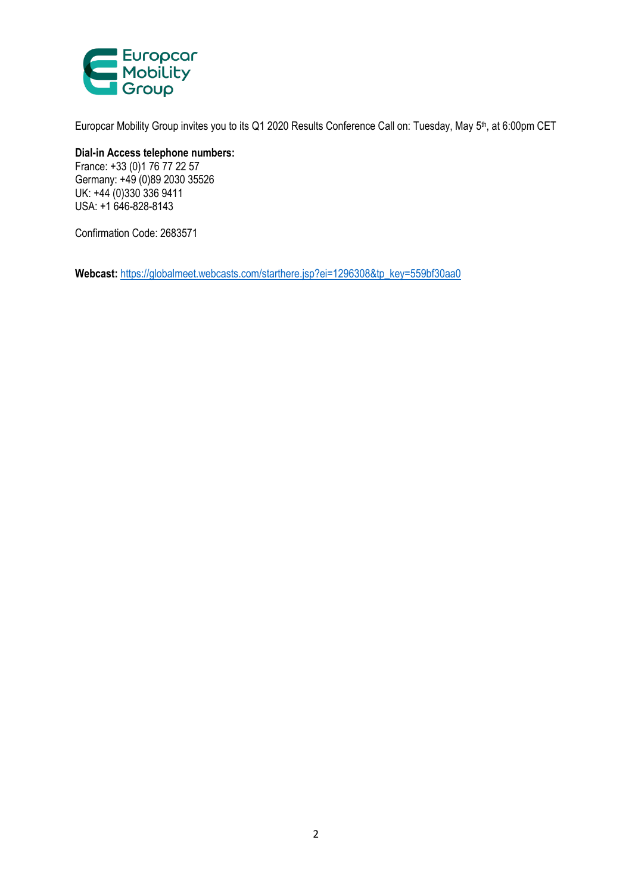Europcar Mobility Group invites you to its Q1 2020 Results Conference Call on: Tuesday, May 5th, at 6:00pm CET

**Dial-in Access telephone numbers:**
France: +33 (0)1 76 77 22 57
Germany: +49 (0)89 2030 35526
UK: +44 (0)330 336 9411
USA: +1 646-828-8143

Confirmation Code: 2683571

**Webcast:** https://globalmeet.webcasts.com/starthere.jsp?ei=1296308&tp_key=559bf30aa0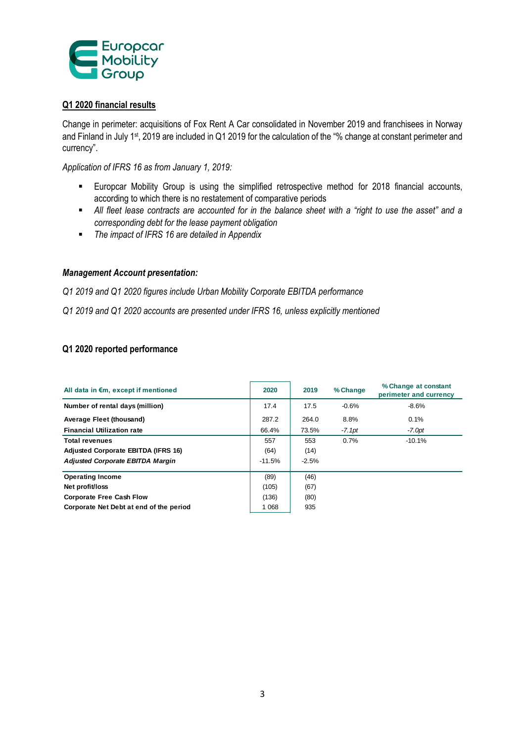## Q1 2020 financial results

Change in perimeter: acquisitions of Fox Rent A Car consolidated in November 2019 and franchisees in Norway and Finland in July 1st, 2019 are included in Q1 2019 for the calculation of the "% change at constant perimeter and currency".

*Application of IFRS 16 as from January 1, 2019:*

- Europcar Mobility Group is using the simplified retrospective method for 2018 financial accounts, according to which there is no restatement of comparative periods
- *All fleet lease contracts are accounted for in the balance sheet with a "right to use the asset" and a corresponding debt for the lease payment obligation*
- *The impact of IFRS 16 are detailed in Appendix*

***Management Account presentation:***

*Q1 2019 and Q1 2020 figures include Urban Mobility Corporate EBITDA performance*

*Q1 2019 and Q1 2020 accounts are presented under IFRS 16, unless explicitly mentioned*

### Q1 2020 reported performance

| All data in €m, except if mentioned | 2020 | 2019 | % Change | % Change at constant perimeter and currency |
|---|---|---|---|---|
| **Number of rental days (million)** | 17.4 | 17.5 | -0.6% | -8.6% |
| **Average Fleet (thousand)** | 287.2 | 264.0 | 8.8% | 0.1% |
| **Financial Utilization rate** | 66.4% | 73.5% | *-7.1pt* | *-7.0pt* |
| **Total revenues** | 557 | 553 | 0.7% | -10.1% |
| **Adjusted Corporate EBITDA (IFRS 16)** | (64) | (14) | | |
| ***Adjusted Corporate EBITDA Margin*** | -11.5% | -2.5% | | |
| **Operating Income** | (89) | (46) | | |
| **Net profit/loss** | (105) | (67) | | |
| **Corporate Free Cash Flow** | (136) | (80) | | |
| **Corporate Net Debt at end of the period** | 1 068 | 935 | | |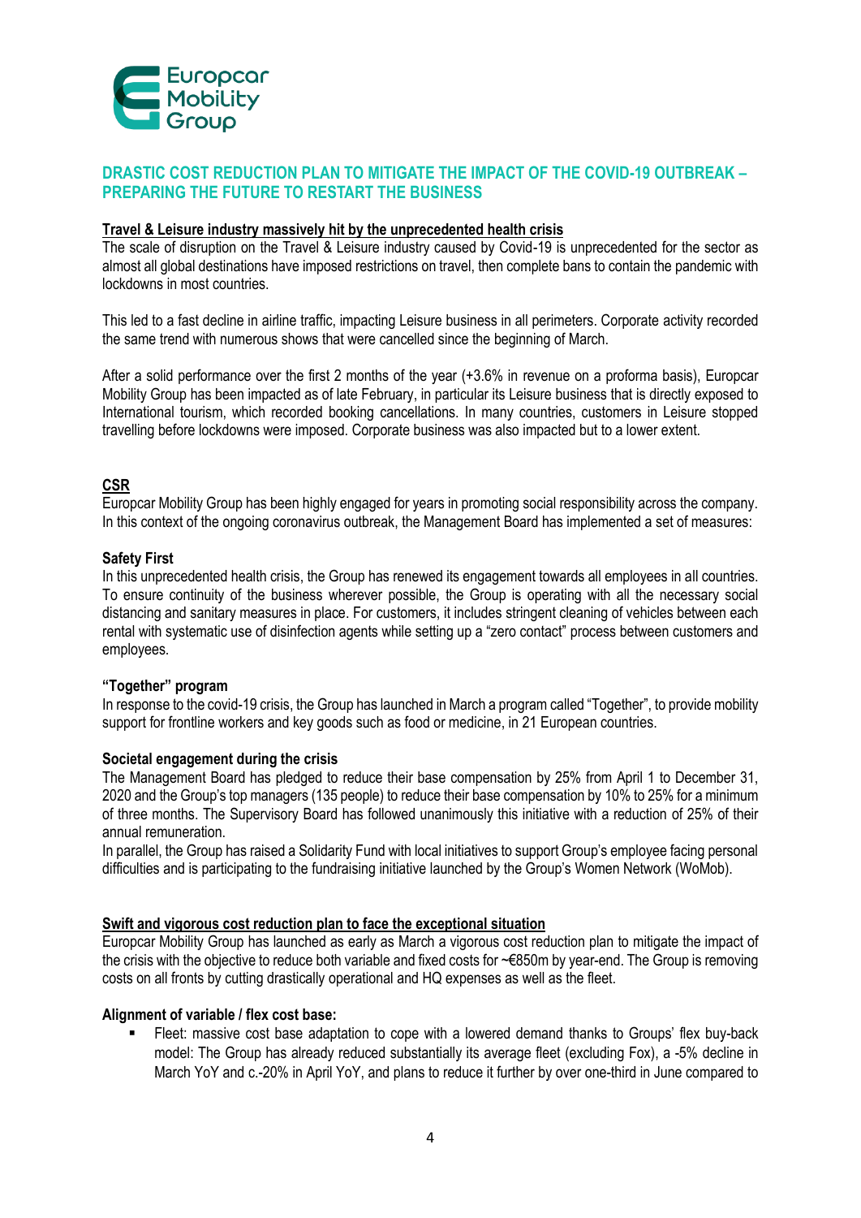## DRASTIC COST REDUCTION PLAN TO MITIGATE THE IMPACT OF THE COVID-19 OUTBREAK – PREPARING THE FUTURE TO RESTART THE BUSINESS

**Travel & Leisure industry massively hit by the unprecedented health crisis**

The scale of disruption on the Travel & Leisure industry caused by Covid-19 is unprecedented for the sector as almost all global destinations have imposed restrictions on travel, then complete bans to contain the pandemic with lockdowns in most countries.

This led to a fast decline in airline traffic, impacting Leisure business in all perimeters. Corporate activity recorded the same trend with numerous shows that were cancelled since the beginning of March.

After a solid performance over the first 2 months of the year (+3.6% in revenue on a proforma basis), Europcar Mobility Group has been impacted as of late February, in particular its Leisure business that is directly exposed to International tourism, which recorded booking cancellations. In many countries, customers in Leisure stopped travelling before lockdowns were imposed. Corporate business was also impacted but to a lower extent.

**CSR**

Europcar Mobility Group has been highly engaged for years in promoting social responsibility across the company. In this context of the ongoing coronavirus outbreak, the Management Board has implemented a set of measures:

**Safety First**

In this unprecedented health crisis, the Group has renewed its engagement towards all employees in all countries. To ensure continuity of the business wherever possible, the Group is operating with all the necessary social distancing and sanitary measures in place. For customers, it includes stringent cleaning of vehicles between each rental with systematic use of disinfection agents while setting up a "zero contact" process between customers and employees.

**"Together" program**

In response to the covid-19 crisis, the Group has launched in March a program called "Together", to provide mobility support for frontline workers and key goods such as food or medicine, in 21 European countries.

**Societal engagement during the crisis**

The Management Board has pledged to reduce their base compensation by 25% from April 1 to December 31, 2020 and the Group's top managers (135 people) to reduce their base compensation by 10% to 25% for a minimum of three months. The Supervisory Board has followed unanimously this initiative with a reduction of 25% of their annual remuneration.

In parallel, the Group has raised a Solidarity Fund with local initiatives to support Group's employee facing personal difficulties and is participating to the fundraising initiative launched by the Group's Women Network (WoMob).

**Swift and vigorous cost reduction plan to face the exceptional situation**

Europcar Mobility Group has launched as early as March a vigorous cost reduction plan to mitigate the impact of the crisis with the objective to reduce both variable and fixed costs for ~€850m by year-end. The Group is removing costs on all fronts by cutting drastically operational and HQ expenses as well as the fleet.

**Alignment of variable / flex cost base:**

- Fleet: massive cost base adaptation to cope with a lowered demand thanks to Groups' flex buy-back model: The Group has already reduced substantially its average fleet (excluding Fox), a -5% decline in March YoY and c.-20% in April YoY, and plans to reduce it further by over one-third in June compared to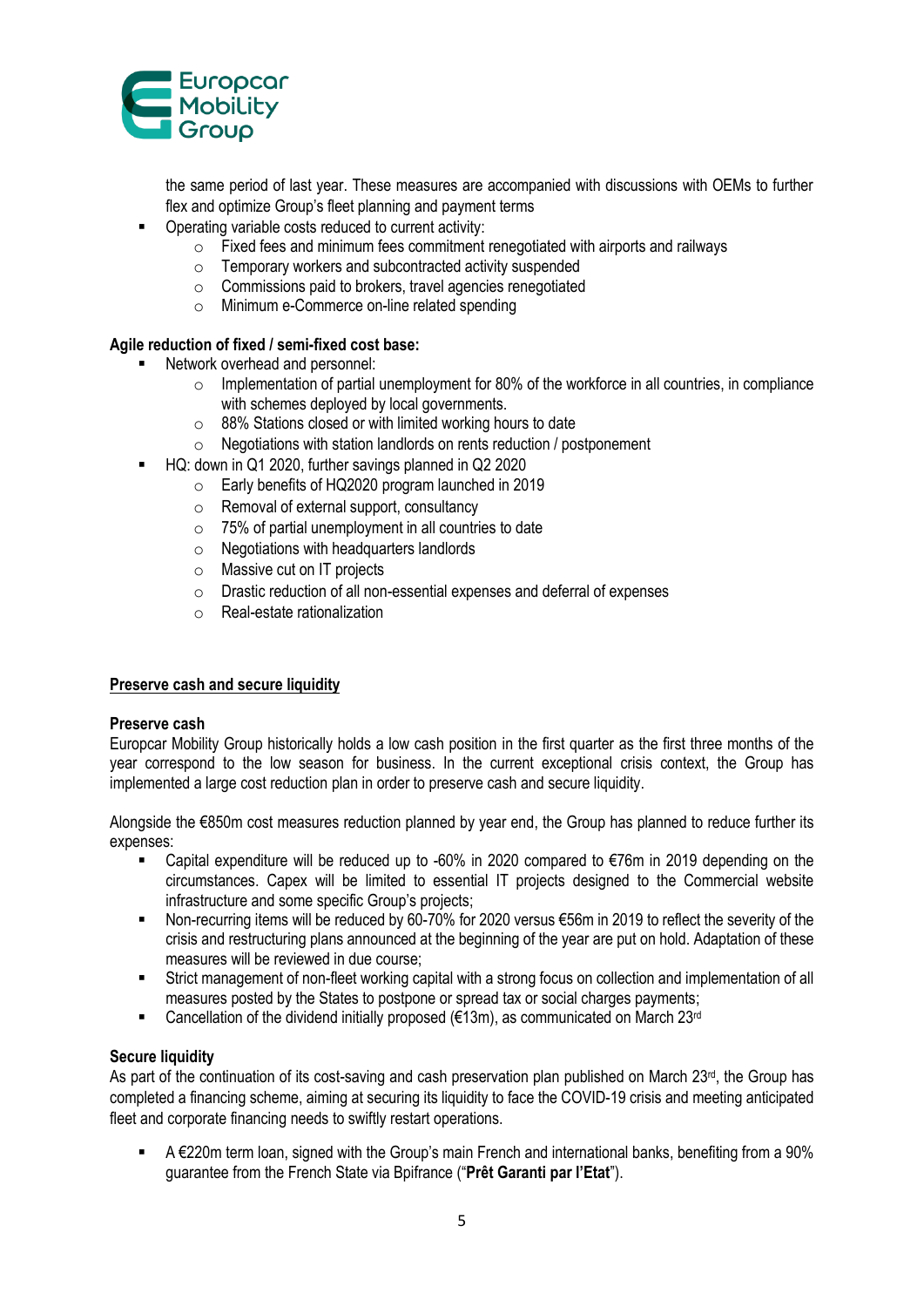the same period of last year. These measures are accompanied with discussions with OEMs to further flex and optimize Group's fleet planning and payment terms

- Operating variable costs reduced to current activity:
  - Fixed fees and minimum fees commitment renegotiated with airports and railways
  - Temporary workers and subcontracted activity suspended
  - Commissions paid to brokers, travel agencies renegotiated
  - Minimum e-Commerce on-line related spending

**Agile reduction of fixed / semi-fixed cost base:**

- Network overhead and personnel:
  - Implementation of partial unemployment for 80% of the workforce in all countries, in compliance with schemes deployed by local governments.
  - 88% Stations closed or with limited working hours to date
  - Negotiations with station landlords on rents reduction / postponement
- HQ: down in Q1 2020, further savings planned in Q2 2020
  - Early benefits of HQ2020 program launched in 2019
  - Removal of external support, consultancy
  - 75% of partial unemployment in all countries to date
  - Negotiations with headquarters landlords
  - Massive cut on IT projects
  - Drastic reduction of all non-essential expenses and deferral of expenses
  - Real-estate rationalization

## Preserve cash and secure liquidity

### Preserve cash

Europcar Mobility Group historically holds a low cash position in the first quarter as the first three months of the year correspond to the low season for business. In the current exceptional crisis context, the Group has implemented a large cost reduction plan in order to preserve cash and secure liquidity.

Alongside the €850m cost measures reduction planned by year end, the Group has planned to reduce further its expenses:

- Capital expenditure will be reduced up to -60% in 2020 compared to €76m in 2019 depending on the circumstances. Capex will be limited to essential IT projects designed to the Commercial website infrastructure and some specific Group's projects;
- Non-recurring items will be reduced by 60-70% for 2020 versus €56m in 2019 to reflect the severity of the crisis and restructuring plans announced at the beginning of the year are put on hold. Adaptation of these measures will be reviewed in due course;
- Strict management of non-fleet working capital with a strong focus on collection and implementation of all measures posted by the States to postpone or spread tax or social charges payments;
- Cancellation of the dividend initially proposed (€13m), as communicated on March 23rd

### Secure liquidity

As part of the continuation of its cost-saving and cash preservation plan published on March 23rd, the Group has completed a financing scheme, aiming at securing its liquidity to face the COVID-19 crisis and meeting anticipated fleet and corporate financing needs to swiftly restart operations.

- A €220m term loan, signed with the Group's main French and international banks, benefiting from a 90% guarantee from the French State via Bpifrance ("**Prêt Garanti par l'Etat**").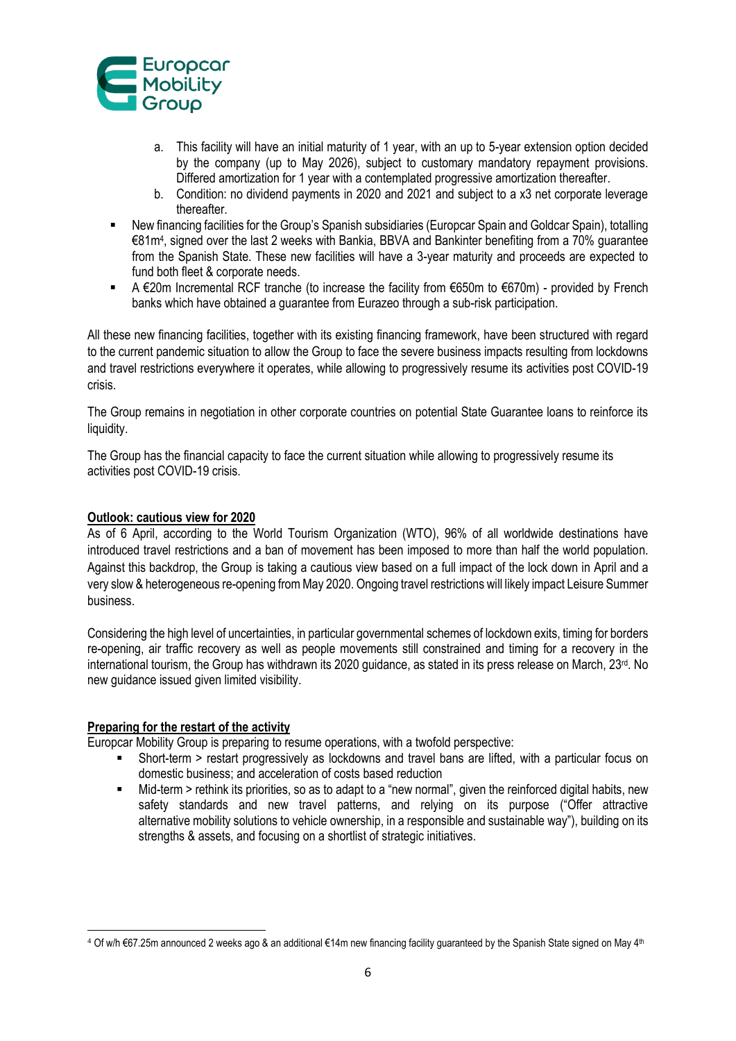a. This facility will have an initial maturity of 1 year, with an up to 5-year extension option decided by the company (up to May 2026), subject to customary mandatory repayment provisions. Differed amortization for 1 year with a contemplated progressive amortization thereafter.
   b. Condition: no dividend payments in 2020 and 2021 and subject to a x3 net corporate leverage thereafter.

- New financing facilities for the Group's Spanish subsidiaries (Europcar Spain and Goldcar Spain), totalling €81m[4], signed over the last 2 weeks with Bankia, BBVA and Bankinter benefiting from a 70% guarantee from the Spanish State. These new facilities will have a 3-year maturity and proceeds are expected to fund both fleet & corporate needs.
- A €20m Incremental RCF tranche (to increase the facility from €650m to €670m) - provided by French banks which have obtained a guarantee from Eurazeo through a sub-risk participation.

All these new financing facilities, together with its existing financing framework, have been structured with regard to the current pandemic situation to allow the Group to face the severe business impacts resulting from lockdowns and travel restrictions everywhere it operates, while allowing to progressively resume its activities post COVID-19 crisis.

The Group remains in negotiation in other corporate countries on potential State Guarantee loans to reinforce its liquidity.

The Group has the financial capacity to face the current situation while allowing to progressively resume its activities post COVID-19 crisis.

**Outlook: cautious view for 2020**

As of 6 April, according to the World Tourism Organization (WTO), 96% of all worldwide destinations have introduced travel restrictions and a ban of movement has been imposed to more than half the world population. Against this backdrop, the Group is taking a cautious view based on a full impact of the lock down in April and a very slow & heterogeneous re-opening from May 2020. Ongoing travel restrictions will likely impact Leisure Summer business.

Considering the high level of uncertainties, in particular governmental schemes of lockdown exits, timing for borders re-opening, air traffic recovery as well as people movements still constrained and timing for a recovery in the international tourism, the Group has withdrawn its 2020 guidance, as stated in its press release on March, 23rd. No new guidance issued given limited visibility.

**Preparing for the restart of the activity**

Europcar Mobility Group is preparing to resume operations, with a twofold perspective:

- Short-term > restart progressively as lockdowns and travel bans are lifted, with a particular focus on domestic business; and acceleration of costs based reduction
- Mid-term > rethink its priorities, so as to adapt to a "new normal", given the reinforced digital habits, new safety standards and new travel patterns, and relying on its purpose ("Offer attractive alternative mobility solutions to vehicle ownership, in a responsible and sustainable way"), building on its strengths & assets, and focusing on a shortlist of strategic initiatives.

---

[4] Of w/h €67.25m announced 2 weeks ago & an additional €14m new financing facility guaranteed by the Spanish State signed on May 4th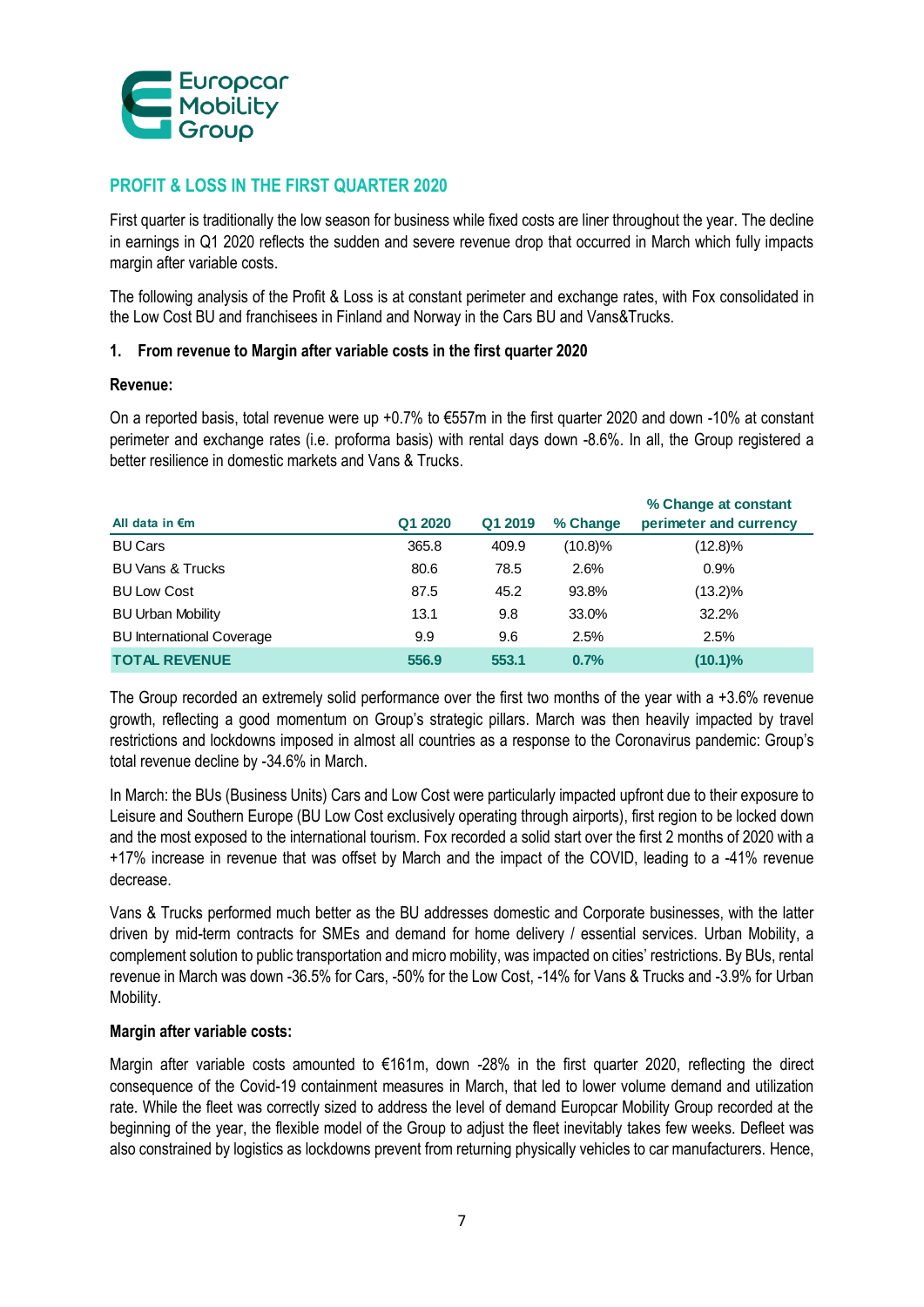## PROFIT & LOSS IN THE FIRST QUARTER 2020

First quarter is traditionally the low season for business while fixed costs are liner throughout the year. The decline in earnings in Q1 2020 reflects the sudden and severe revenue drop that occurred in March which fully impacts margin after variable costs.

The following analysis of the Profit & Loss is at constant perimeter and exchange rates, with Fox consolidated in the Low Cost BU and franchisees in Finland and Norway in the Cars BU and Vans&Trucks.

### 1. From revenue to Margin after variable costs in the first quarter 2020

**Revenue:**

On a reported basis, total revenue were up +0.7% to €557m in the first quarter 2020 and down -10% at constant perimeter and exchange rates (i.e. proforma basis) with rental days down -8.6%. In all, the Group registered a better resilience in domestic markets and Vans & Trucks.

| All data in €m | Q1 2020 | Q1 2019 | % Change | % Change at constant perimeter and currency |
|---|---|---|---|---|
| BU Cars | 365.8 | 409.9 | (10.8)% | (12.8)% |
| BU Vans & Trucks | 80.6 | 78.5 | 2.6% | 0.9% |
| BU Low Cost | 87.5 | 45.2 | 93.8% | (13.2)% |
| BU Urban Mobility | 13.1 | 9.8 | 33.0% | 32.2% |
| BU International Coverage | 9.9 | 9.6 | 2.5% | 2.5% |
| **TOTAL REVENUE** | **556.9** | **553.1** | **0.7%** | **(10.1)%** |

The Group recorded an extremely solid performance over the first two months of the year with a +3.6% revenue growth, reflecting a good momentum on Group's strategic pillars. March was then heavily impacted by travel restrictions and lockdowns imposed in almost all countries as a response to the Coronavirus pandemic: Group's total revenue decline by -34.6% in March.

In March: the BUs (Business Units) Cars and Low Cost were particularly impacted upfront due to their exposure to Leisure and Southern Europe (BU Low Cost exclusively operating through airports), first region to be locked down and the most exposed to the international tourism. Fox recorded a solid start over the first 2 months of 2020 with a +17% increase in revenue that was offset by March and the impact of the COVID, leading to a -41% revenue decrease.

Vans & Trucks performed much better as the BU addresses domestic and Corporate businesses, with the latter driven by mid-term contracts for SMEs and demand for home delivery / essential services. Urban Mobility, a complement solution to public transportation and micro mobility, was impacted on cities' restrictions. By BUs, rental revenue in March was down -36.5% for Cars, -50% for the Low Cost, -14% for Vans & Trucks and -3.9% for Urban Mobility.

**Margin after variable costs:**

Margin after variable costs amounted to €161m, down -28% in the first quarter 2020, reflecting the direct consequence of the Covid-19 containment measures in March, that led to lower volume demand and utilization rate. While the fleet was correctly sized to address the level of demand Europcar Mobility Group recorded at the beginning of the year, the flexible model of the Group to adjust the fleet inevitably takes few weeks. Defleet was also constrained by logistics as lockdowns prevent from returning physically vehicles to car manufacturers. Hence,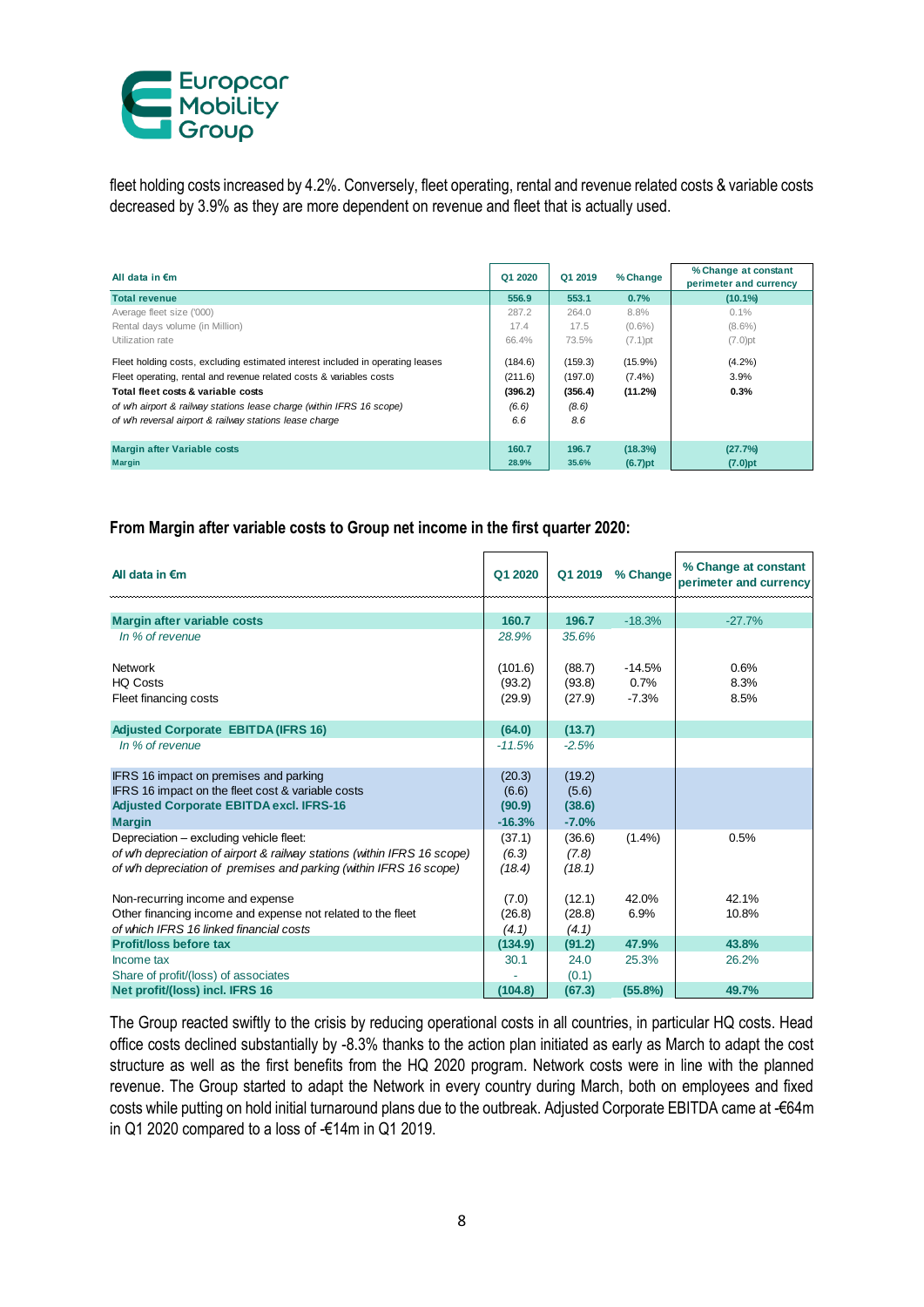fleet holding costs increased by 4.2%. Conversely, fleet operating, rental and revenue related costs & variable costs decreased by 3.9% as they are more dependent on revenue and fleet that is actually used.

| All data in €m | Q1 2020 | Q1 2019 | % Change | % Change at constant perimeter and currency |
|---|---|---|---|---|
| **Total revenue** | **556.9** | **553.1** | **0.7%** | **(10.1%)** |
| Average fleet size ('000) | 287.2 | 264.0 | 8.8% | 0.1% |
| Rental days volume (in Million) | 17.4 | 17.5 | (0.6%) | (8.6%) |
| Utilization rate | 66.4% | 73.5% | (7.1)pt | (7.0)pt |
| Fleet holding costs, excluding estimated interest included in operating leases | (184.6) | (159.3) | (15.9%) | (4.2%) |
| Fleet operating, rental and revenue related costs & variables costs | (211.6) | (197.0) | (7.4%) | 3.9% |
| **Total fleet costs & variable costs** | **(396.2)** | **(356.4)** | **(11.2%)** | **0.3%** |
| *of w/h airport & railway stations lease charge (within IFRS 16 scope)* | *(6.6)* | *(8.6)* | | |
| *of w/h reversal airport & railway stations lease charge* | *6.6* | *8.6* | | |
| **Margin after Variable costs** | **160.7** | **196.7** | **(18.3%)** | **(27.7%)** |
| **Margin** | **28.9%** | **35.6%** | **(6.7)pt** | **(7.0)pt** |

**From Margin after variable costs to Group net income in the first quarter 2020:**

| All data in €m | Q1 2020 | Q1 2019 | % Change | % Change at constant perimeter and currency |
|---|---|---|---|---|
| **Margin after variable costs** | **160.7** | **196.7** | -18.3% | -27.7% |
| *In % of revenue* | *28.9%* | *35.6%* | | |
| Network | (101.6) | (88.7) | -14.5% | 0.6% |
| HQ Costs | (93.2) | (93.8) | 0.7% | 8.3% |
| Fleet financing costs | (29.9) | (27.9) | -7.3% | 8.5% |
| **Adjusted Corporate EBITDA (IFRS 16)** | **(64.0)** | **(13.7)** | | |
| *In % of revenue* | *-11.5%* | *-2.5%* | | |
| IFRS 16 impact on premises and parking | (20.3) | (19.2) | | |
| IFRS 16 impact on the fleet cost & variable costs | (6.6) | (5.6) | | |
| **Adjusted Corporate EBITDA excl. IFRS-16** | **(90.9)** | **(38.6)** | | |
| **Margin** | **-16.3%** | **-7.0%** | | |
| Depreciation – excluding vehicle fleet: | (37.1) | (36.6) | (1.4%) | 0.5% |
| *of w/h depreciation of airport & railway stations (within IFRS 16 scope)* | *(6.3)* | *(7.8)* | | |
| *of w/h depreciation of premises and parking (within IFRS 16 scope)* | *(18.4)* | *(18.1)* | | |
| Non-recurring income and expense | (7.0) | (12.1) | 42.0% | 42.1% |
| Other financing income and expense not related to the fleet | (26.8) | (28.8) | 6.9% | 10.8% |
| *of which IFRS 16 linked financial costs* | *(4.1)* | *(4.1)* | | |
| **Profit/loss before tax** | **(134.9)** | **(91.2)** | **47.9%** | **43.8%** |
| Income tax | 30.1 | 24.0 | 25.3% | 26.2% |
| Share of profit/(loss) of associates | - | (0.1) | | |
| **Net profit/(loss) incl. IFRS 16** | **(104.8)** | **(67.3)** | **(55.8%)** | **49.7%** |

The Group reacted swiftly to the crisis by reducing operational costs in all countries, in particular HQ costs. Head office costs declined substantially by -8.3% thanks to the action plan initiated as early as March to adapt the cost structure as well as the first benefits from the HQ 2020 program. Network costs were in line with the planned revenue. The Group started to adapt the Network in every country during March, both on employees and fixed costs while putting on hold initial turnaround plans due to the outbreak. Adjusted Corporate EBITDA came at -€64m in Q1 2020 compared to a loss of -€14m in Q1 2019.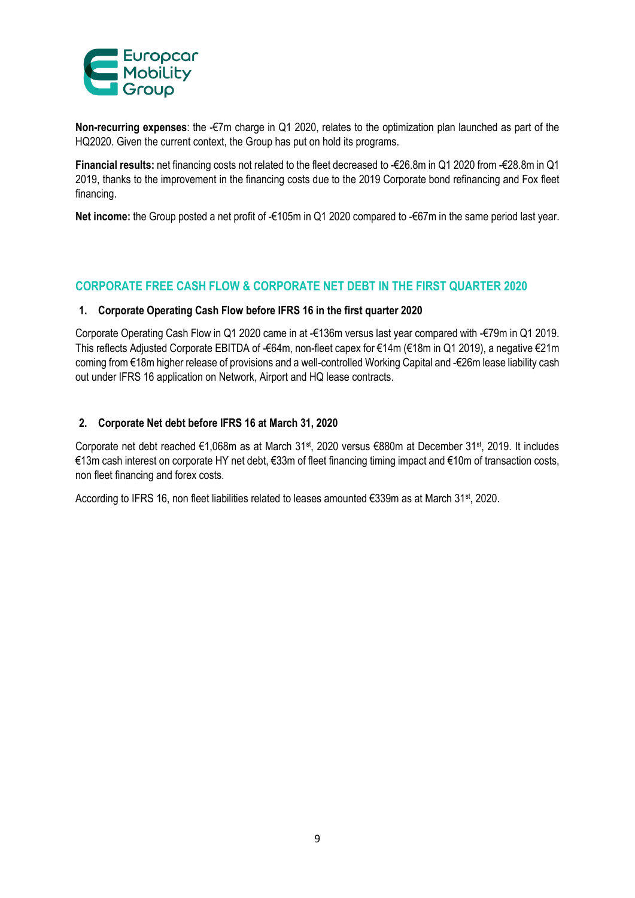**Non-recurring expenses**: the -€7m charge in Q1 2020, relates to the optimization plan launched as part of the HQ2020. Given the current context, the Group has put on hold its programs.

**Financial results:** net financing costs not related to the fleet decreased to -€26.8m in Q1 2020 from -€28.8m in Q1 2019, thanks to the improvement in the financing costs due to the 2019 Corporate bond refinancing and Fox fleet financing.

**Net income:** the Group posted a net profit of -€105m in Q1 2020 compared to -€67m in the same period last year.

## CORPORATE FREE CASH FLOW & CORPORATE NET DEBT IN THE FIRST QUARTER 2020

### 1. Corporate Operating Cash Flow before IFRS 16 in the first quarter 2020

Corporate Operating Cash Flow in Q1 2020 came in at -€136m versus last year compared with -€79m in Q1 2019. This reflects Adjusted Corporate EBITDA of -€64m, non-fleet capex for €14m (€18m in Q1 2019), a negative €21m coming from €18m higher release of provisions and a well-controlled Working Capital and -€26m lease liability cash out under IFRS 16 application on Network, Airport and HQ lease contracts.

### 2. Corporate Net debt before IFRS 16 at March 31, 2020

Corporate net debt reached €1,068m as at March 31st, 2020 versus €880m at December 31st, 2019. It includes €13m cash interest on corporate HY net debt, €33m of fleet financing timing impact and €10m of transaction costs, non fleet financing and forex costs.

According to IFRS 16, non fleet liabilities related to leases amounted €339m as at March 31st, 2020.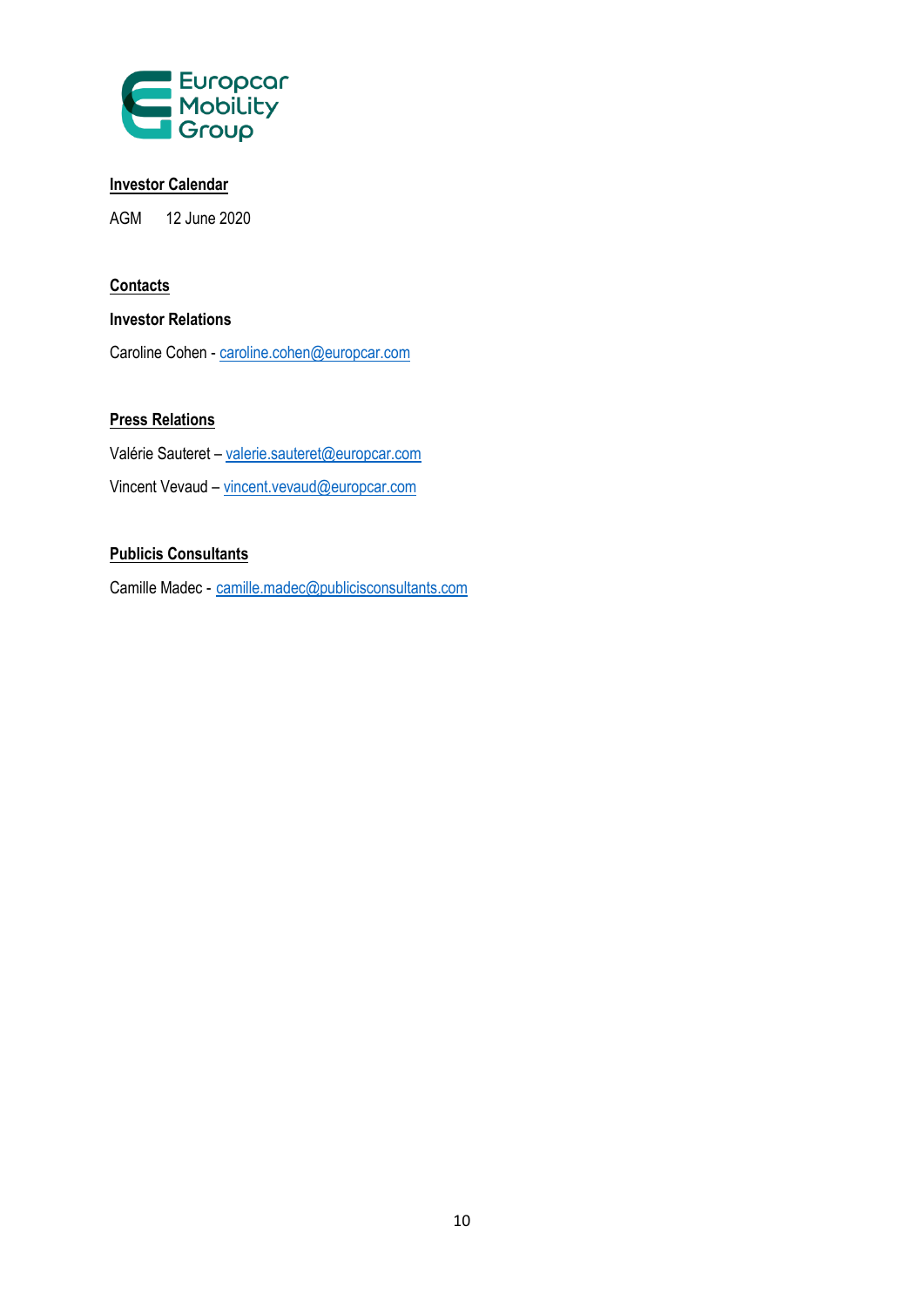**Investor Calendar**

AGM 12 June 2020

**Contacts**

**Investor Relations**

Caroline Cohen - caroline.cohen@europcar.com

**Press Relations**

Valérie Sauteret – valerie.sauteret@europcar.com

Vincent Vevaud – vincent.vevaud@europcar.com

**Publicis Consultants**

Camille Madec - camille.madec@publicisconsultants.com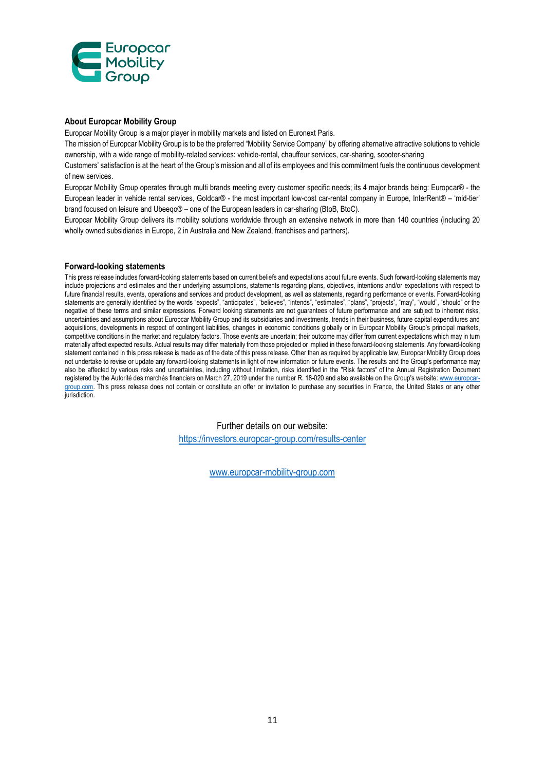### About Europcar Mobility Group

Europcar Mobility Group is a major player in mobility markets and listed on Euronext Paris.

The mission of Europcar Mobility Group is to be the preferred "Mobility Service Company" by offering alternative attractive solutions to vehicle ownership, with a wide range of mobility-related services: vehicle-rental, chauffeur services, car-sharing, scooter-sharing

Customers' satisfaction is at the heart of the Group's mission and all of its employees and this commitment fuels the continuous development of new services.

Europcar Mobility Group operates through multi brands meeting every customer specific needs; its 4 major brands being: Europcar® - the European leader in vehicle rental services, Goldcar® - the most important low-cost car-rental company in Europe, InterRent® – 'mid-tier' brand focused on leisure and Ubeeqo® – one of the European leaders in car-sharing (BtoB, BtoC).

Europcar Mobility Group delivers its mobility solutions worldwide through an extensive network in more than 140 countries (including 20 wholly owned subsidiaries in Europe, 2 in Australia and New Zealand, franchises and partners).

### Forward-looking statements

This press release includes forward-looking statements based on current beliefs and expectations about future events. Such forward-looking statements may include projections and estimates and their underlying assumptions, statements regarding plans, objectives, intentions and/or expectations with respect to future financial results, events, operations and services and product development, as well as statements, regarding performance or events. Forward-looking statements are generally identified by the words "expects", "anticipates", "believes", "intends", "estimates", "plans", "projects", "may", "would", "should" or the negative of these terms and similar expressions. Forward looking statements are not guarantees of future performance and are subject to inherent risks, uncertainties and assumptions about Europcar Mobility Group and its subsidiaries and investments, trends in their business, future capital expenditures and acquisitions, developments in respect of contingent liabilities, changes in economic conditions globally or in Europcar Mobility Group's principal markets, competitive conditions in the market and regulatory factors. Those events are uncertain; their outcome may differ from current expectations which may in turn materially affect expected results. Actual results may differ materially from those projected or implied in these forward-looking statements. Any forward-looking statement contained in this press release is made as of the date of this press release. Other than as required by applicable law, Europcar Mobility Group does not undertake to revise or update any forward-looking statements in light of new information or future events. The results and the Group's performance may also be affected by various risks and uncertainties, including without limitation, risks identified in the "Risk factors" of the Annual Registration Document registered by the Autorité des marchés financiers on March 27, 2019 under the number R. 18-020 and also available on the Group's website: www.europcar-group.com. This press release does not contain or constitute an offer or invitation to purchase any securities in France, the United States or any other jurisdiction.

Further details on our website:
https://investors.europcar-group.com/results-center

www.europcar-mobility-group.com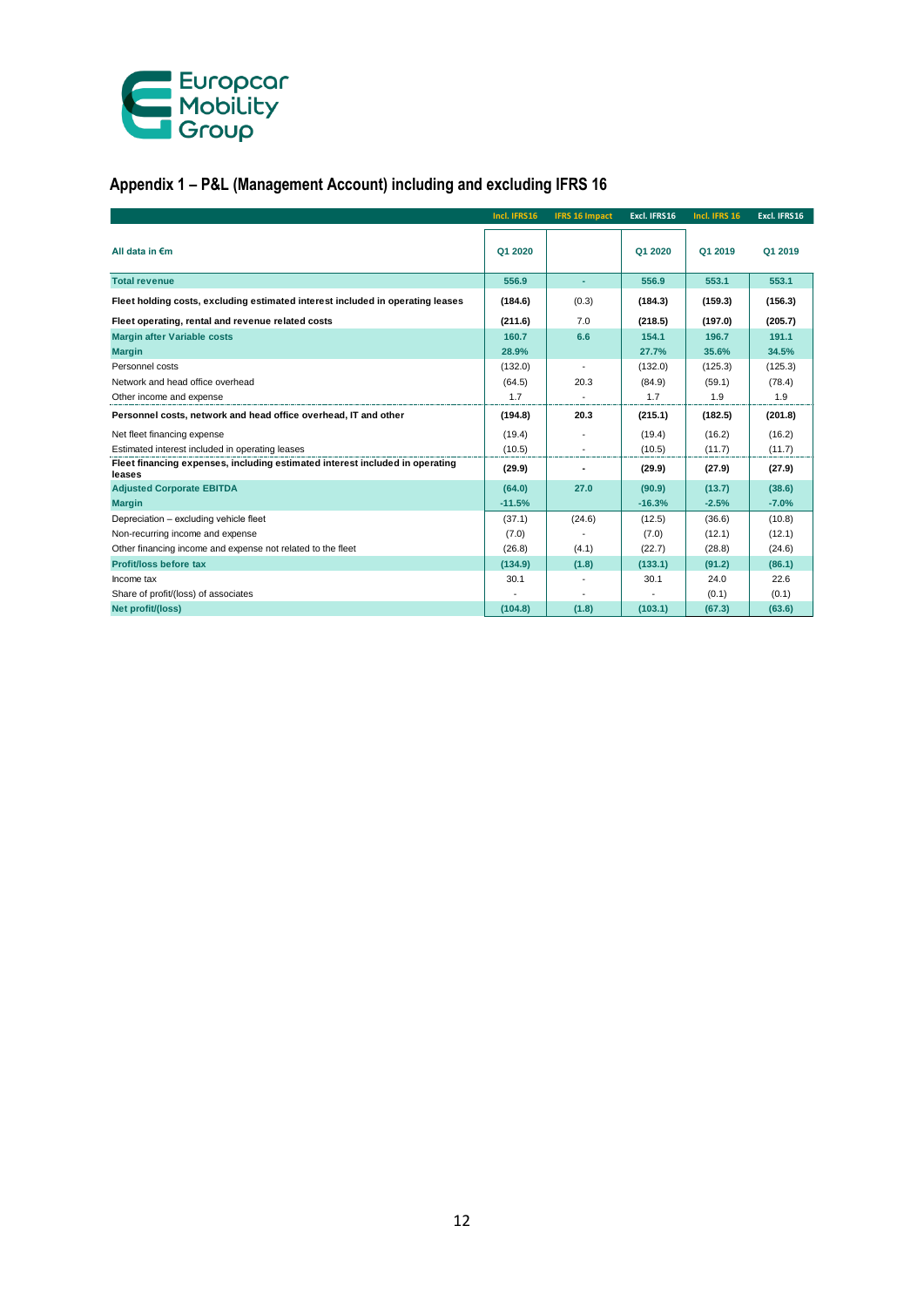## Appendix 1 – P&L (Management Account) including and excluding IFRS 16

| | Incl. IFRS16 | IFRS 16 Impact | Excl. IFRS16 | Incl. IFRS 16 | Excl. IFRS16 |
|---|---|---|---|---|---|
| **All data in €m** | **Q1 2020** | | **Q1 2020** | **Q1 2019** | **Q1 2019** |
| **Total revenue** | **556.9** | **-** | **556.9** | **553.1** | **553.1** |
| **Fleet holding costs, excluding estimated interest included in operating leases** | **(184.6)** | (0.3) | **(184.3)** | **(159.3)** | **(156.3)** |
| **Fleet operating, rental and revenue related costs** | **(211.6)** | 7.0 | **(218.5)** | **(197.0)** | **(205.7)** |
| **Margin after Variable costs** | **160.7** | **6.6** | **154.1** | **196.7** | **191.1** |
| **Margin** | **28.9%** | | **27.7%** | **35.6%** | **34.5%** |
| Personnel costs | (132.0) | - | (132.0) | (125.3) | (125.3) |
| Network and head office overhead | (64.5) | 20.3 | (84.9) | (59.1) | (78.4) |
| Other income and expense | 1.7 | - | 1.7 | 1.9 | 1.9 |
| **Personnel costs, network and head office overhead, IT and other** | **(194.8)** | **20.3** | **(215.1)** | **(182.5)** | **(201.8)** |
| Net fleet financing expense | (19.4) | - | (19.4) | (16.2) | (16.2) |
| Estimated interest included in operating leases | (10.5) | - | (10.5) | (11.7) | (11.7) |
| **Fleet financing expenses, including estimated interest included in operating leases** | **(29.9)** | **-** | **(29.9)** | **(27.9)** | **(27.9)** |
| **Adjusted Corporate EBITDA** | **(64.0)** | **27.0** | **(90.9)** | **(13.7)** | **(38.6)** |
| **Margin** | **-11.5%** | | **-16.3%** | **-2.5%** | **-7.0%** |
| Depreciation – excluding vehicle fleet | (37.1) | (24.6) | (12.5) | (36.6) | (10.8) |
| Non-recurring income and expense | (7.0) | - | (7.0) | (12.1) | (12.1) |
| Other financing income and expense not related to the fleet | (26.8) | (4.1) | (22.7) | (28.8) | (24.6) |
| **Profit/loss before tax** | **(134.9)** | **(1.8)** | **(133.1)** | **(91.2)** | **(86.1)** |
| Income tax | 30.1 | - | 30.1 | 24.0 | 22.6 |
| Share of profit/(loss) of associates | - | - | - | (0.1) | (0.1) |
| **Net profit/(loss)** | **(104.8)** | **(1.8)** | **(103.1)** | **(67.3)** | **(63.6)** |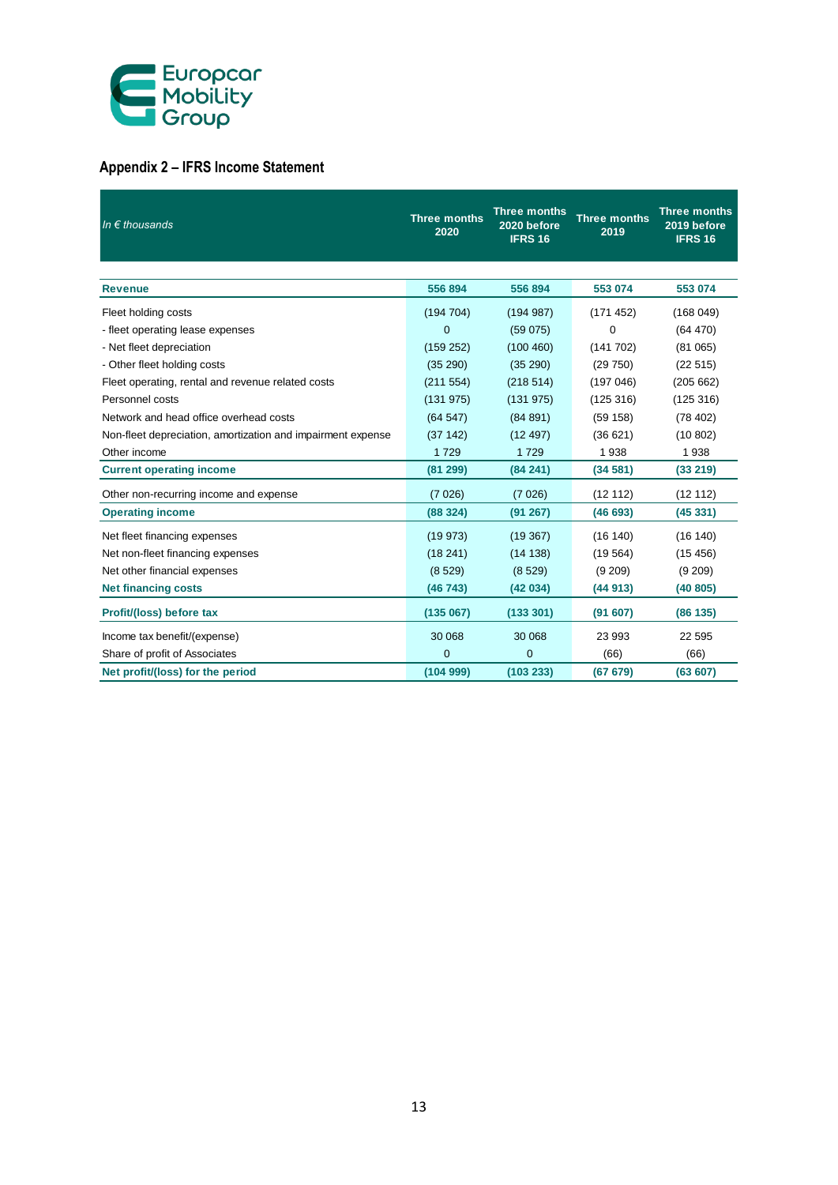Europcar Mobility Group

## Appendix 2 – IFRS Income Statement

| *In € thousands* | Three months 2020 | Three months 2020 before IFRS 16 | Three months 2019 | Three months 2019 before IFRS 16 |
|---|---|---|---|---|
| **Revenue** | **556 894** | **556 894** | **553 074** | **553 074** |
| Fleet holding costs | (194 704) | (194 987) | (171 452) | (168 049) |
| - fleet operating lease expenses | 0 | (59 075) | 0 | (64 470) |
| - Net fleet depreciation | (159 252) | (100 460) | (141 702) | (81 065) |
| - Other fleet holding costs | (35 290) | (35 290) | (29 750) | (22 515) |
| Fleet operating, rental and revenue related costs | (211 554) | (218 514) | (197 046) | (205 662) |
| Personnel costs | (131 975) | (131 975) | (125 316) | (125 316) |
| Network and head office overhead costs | (64 547) | (84 891) | (59 158) | (78 402) |
| Non-fleet depreciation, amortization and impairment expense | (37 142) | (12 497) | (36 621) | (10 802) |
| Other income | 1 729 | 1 729 | 1 938 | 1 938 |
| **Current operating income** | **(81 299)** | **(84 241)** | **(34 581)** | **(33 219)** |
| Other non-recurring income and expense | (7 026) | (7 026) | (12 112) | (12 112) |
| **Operating income** | **(88 324)** | **(91 267)** | **(46 693)** | **(45 331)** |
| Net fleet financing expenses | (19 973) | (19 367) | (16 140) | (16 140) |
| Net non-fleet financing expenses | (18 241) | (14 138) | (19 564) | (15 456) |
| Net other financial expenses | (8 529) | (8 529) | (9 209) | (9 209) |
| **Net financing costs** | **(46 743)** | **(42 034)** | **(44 913)** | **(40 805)** |
| **Profit/(loss) before tax** | **(135 067)** | **(133 301)** | **(91 607)** | **(86 135)** |
| Income tax benefit/(expense) | 30 068 | 30 068 | 23 993 | 22 595 |
| Share of profit of Associates | 0 | 0 | (66) | (66) |
| **Net profit/(loss) for the period** | **(104 999)** | **(103 233)** | **(67 679)** | **(63 607)** |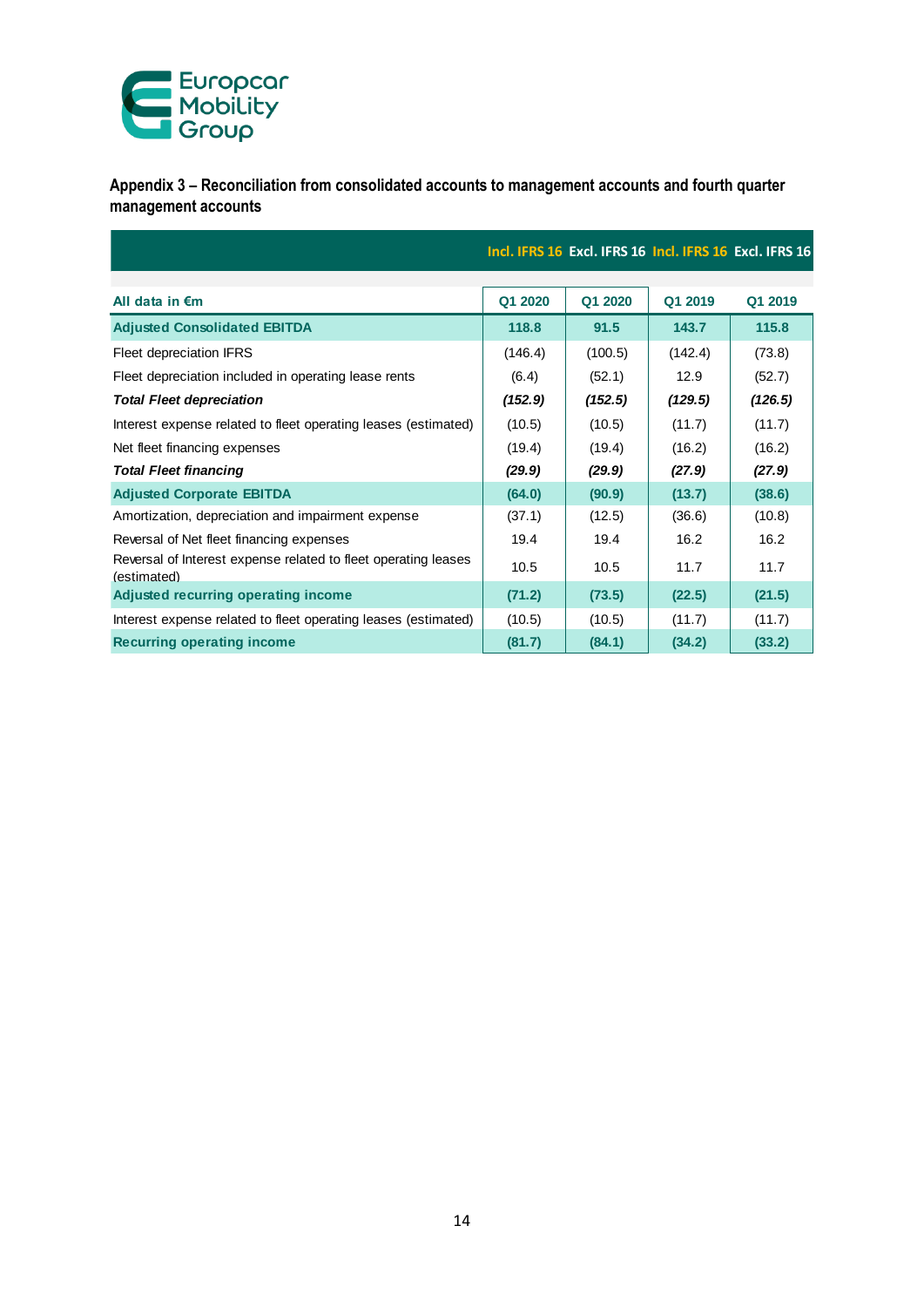## Appendix 3 – Reconciliation from consolidated accounts to management accounts and fourth quarter management accounts

| | Incl. IFRS 16 | Excl. IFRS 16 | Incl. IFRS 16 | Excl. IFRS 16 |
|---|---|---|---|---|
| **All data in €m** | **Q1 2020** | **Q1 2020** | **Q1 2019** | **Q1 2019** |
| **Adjusted Consolidated EBITDA** | **118.8** | **91.5** | **143.7** | **115.8** |
| Fleet depreciation IFRS | (146.4) | (100.5) | (142.4) | (73.8) |
| Fleet depreciation included in operating lease rents | (6.4) | (52.1) | 12.9 | (52.7) |
| ***Total Fleet depreciation*** | ***(152.9)*** | ***(152.5)*** | ***(129.5)*** | ***(126.5)*** |
| Interest expense related to fleet operating leases (estimated) | (10.5) | (10.5) | (11.7) | (11.7) |
| Net fleet financing expenses | (19.4) | (19.4) | (16.2) | (16.2) |
| ***Total Fleet financing*** | ***(29.9)*** | ***(29.9)*** | ***(27.9)*** | ***(27.9)*** |
| **Adjusted Corporate EBITDA** | **(64.0)** | **(90.9)** | **(13.7)** | **(38.6)** |
| Amortization, depreciation and impairment expense | (37.1) | (12.5) | (36.6) | (10.8) |
| Reversal of Net fleet financing expenses | 19.4 | 19.4 | 16.2 | 16.2 |
| Reversal of Interest expense related to fleet operating leases (estimated) | 10.5 | 10.5 | 11.7 | 11.7 |
| **Adjusted recurring operating income** | **(71.2)** | **(73.5)** | **(22.5)** | **(21.5)** |
| Interest expense related to fleet operating leases (estimated) | (10.5) | (10.5) | (11.7) | (11.7) |
| **Recurring operating income** | **(81.7)** | **(84.1)** | **(34.2)** | **(33.2)** |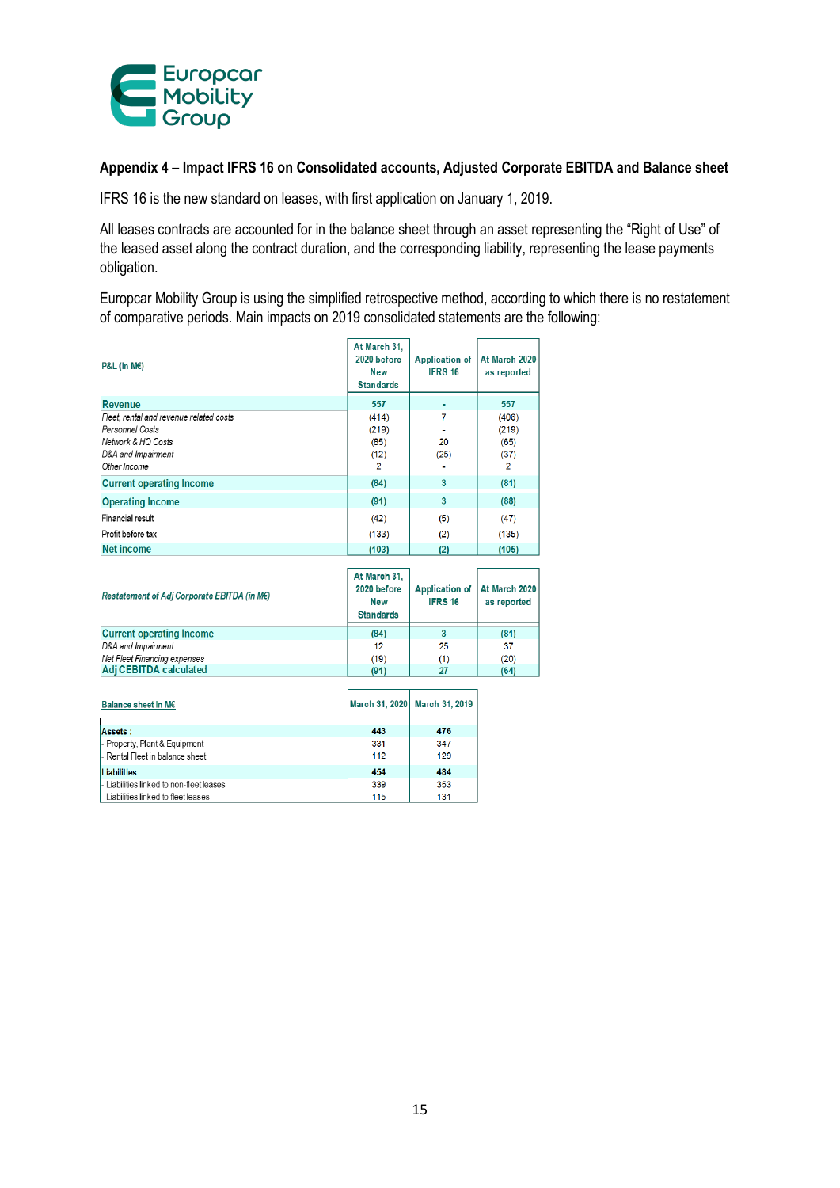## Appendix 4 – Impact IFRS 16 on Consolidated accounts, Adjusted Corporate EBITDA and Balance sheet

IFRS 16 is the new standard on leases, with first application on January 1, 2019.

All leases contracts are accounted for in the balance sheet through an asset representing the "Right of Use" of the leased asset along the contract duration, and the corresponding liability, representing the lease payments obligation.

Europcar Mobility Group is using the simplified retrospective method, according to which there is no restatement of comparative periods. Main impacts on 2019 consolidated statements are the following:

| P&L (in M€) | At March 31, 2020 before New Standards | Application of IFRS 16 | At March 2020 as reported |
|---|---|---|---|
| **Revenue** | 557 | - | 557 |
| *Fleet, rental and revenue related costs* | (414) | 7 | (406) |
| *Personnel Costs* | (219) | - | (219) |
| *Network & HQ Costs* | (85) | 20 | (65) |
| *D&A and Impairment* | (12) | (25) | (37) |
| *Other Income* | 2 | - | 2 |
| **Current operating Income** | (84) | 3 | (81) |
| **Operating Income** | (91) | 3 | (88) |
| Financial result | (42) | (5) | (47) |
| Profit before tax | (133) | (2) | (135) |
| **Net income** | (103) | (2) | (105) |

| *Restatement of Adj Corporate EBITDA (in M€)* | At March 31, 2020 before New Standards | Application of IFRS 16 | At March 2020 as reported |
|---|---|---|---|
| **Current operating Income** | (84) | 3 | (81) |
| *D&A and Impairment* | 12 | 25 | 37 |
| *Net Fleet Financing expenses* | (19) | (1) | (20) |
| **Adj CEBITDA calculated** | (91) | 27 | (64) |

| Balance sheet in M€ | March 31, 2020 | March 31, 2019 |
|---|---|---|
| **Assets :** | 443 | 476 |
| - Property, Plant & Equipment | 331 | 347 |
| - Rental Fleet in balance sheet | 112 | 129 |
| **Liabilities :** | 454 | 484 |
| - Liabilities linked to non-fleet leases | 339 | 353 |
| - Liabilities linked to fleet leases | 115 | 131 |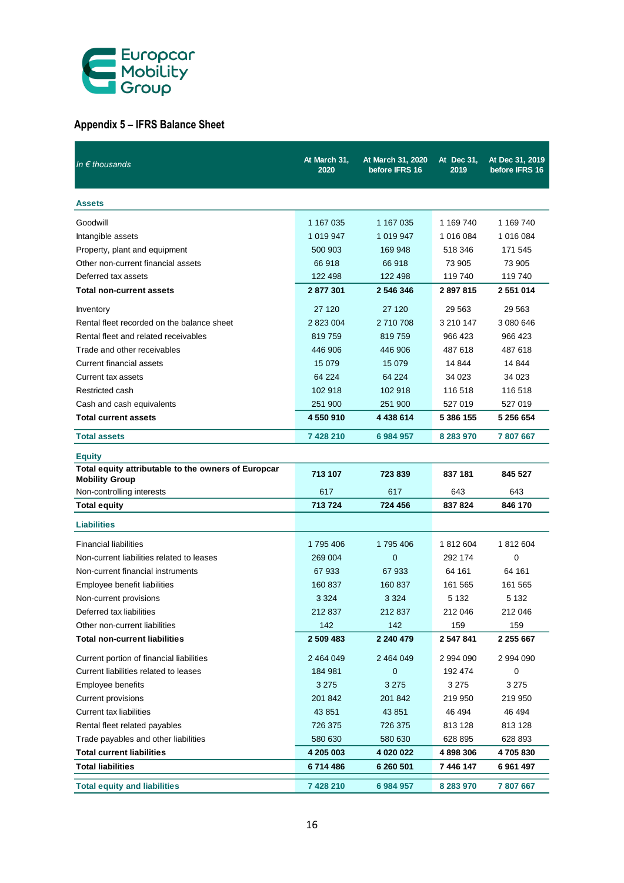## Appendix 5 – IFRS Balance Sheet

| *In € thousands* | At March 31, 2020 | At March 31, 2020 before IFRS 16 | At Dec 31, 2019 | At Dec 31, 2019 before IFRS 16 |
|---|---|---|---|---|
| **Assets** | | | | |
| Goodwill | 1 167 035 | 1 167 035 | 1 169 740 | 1 169 740 |
| Intangible assets | 1 019 947 | 1 019 947 | 1 016 084 | 1 016 084 |
| Property, plant and equipment | 500 903 | 169 948 | 518 346 | 171 545 |
| Other non-current financial assets | 66 918 | 66 918 | 73 905 | 73 905 |
| Deferred tax assets | 122 498 | 122 498 | 119 740 | 119 740 |
| **Total non-current assets** | **2 877 301** | **2 546 346** | **2 897 815** | **2 551 014** |
| Inventory | 27 120 | 27 120 | 29 563 | 29 563 |
| Rental fleet recorded on the balance sheet | 2 823 004 | 2 710 708 | 3 210 147 | 3 080 646 |
| Rental fleet and related receivables | 819 759 | 819 759 | 966 423 | 966 423 |
| Trade and other receivables | 446 906 | 446 906 | 487 618 | 487 618 |
| Current financial assets | 15 079 | 15 079 | 14 844 | 14 844 |
| Current tax assets | 64 224 | 64 224 | 34 023 | 34 023 |
| Restricted cash | 102 918 | 102 918 | 116 518 | 116 518 |
| Cash and cash equivalents | 251 900 | 251 900 | 527 019 | 527 019 |
| **Total current assets** | **4 550 910** | **4 438 614** | **5 386 155** | **5 256 654** |
| **Total assets** | **7 428 210** | **6 984 957** | **8 283 970** | **7 807 667** |
| **Equity** | | | | |
| **Total equity attributable to the owners of Europcar Mobility Group** | **713 107** | **723 839** | **837 181** | **845 527** |
| Non-controlling interests | 617 | 617 | 643 | 643 |
| **Total equity** | **713 724** | **724 456** | **837 824** | **846 170** |
| **Liabilities** | | | | |
| Financial liabilities | 1 795 406 | 1 795 406 | 1 812 604 | 1 812 604 |
| Non-current liabilities related to leases | 269 004 | 0 | 292 174 | 0 |
| Non-current financial instruments | 67 933 | 67 933 | 64 161 | 64 161 |
| Employee benefit liabilities | 160 837 | 160 837 | 161 565 | 161 565 |
| Non-current provisions | 3 324 | 3 324 | 5 132 | 5 132 |
| Deferred tax liabilities | 212 837 | 212 837 | 212 046 | 212 046 |
| Other non-current liabilities | 142 | 142 | 159 | 159 |
| **Total non-current liabilities** | **2 509 483** | **2 240 479** | **2 547 841** | **2 255 667** |
| Current portion of financial liabilities | 2 464 049 | 2 464 049 | 2 994 090 | 2 994 090 |
| Current liabilities related to leases | 184 981 | 0 | 192 474 | 0 |
| Employee benefits | 3 275 | 3 275 | 3 275 | 3 275 |
| Current provisions | 201 842 | 201 842 | 219 950 | 219 950 |
| Current tax liabilities | 43 851 | 43 851 | 46 494 | 46 494 |
| Rental fleet related payables | 726 375 | 726 375 | 813 128 | 813 128 |
| Trade payables and other liabilities | 580 630 | 580 630 | 628 895 | 628 893 |
| **Total current liabilities** | **4 205 003** | **4 020 022** | **4 898 306** | **4 705 830** |
| **Total liabilities** | **6 714 486** | **6 260 501** | **7 446 147** | **6 961 497** |
| **Total equity and liabilities** | **7 428 210** | **6 984 957** | **8 283 970** | **7 807 667** |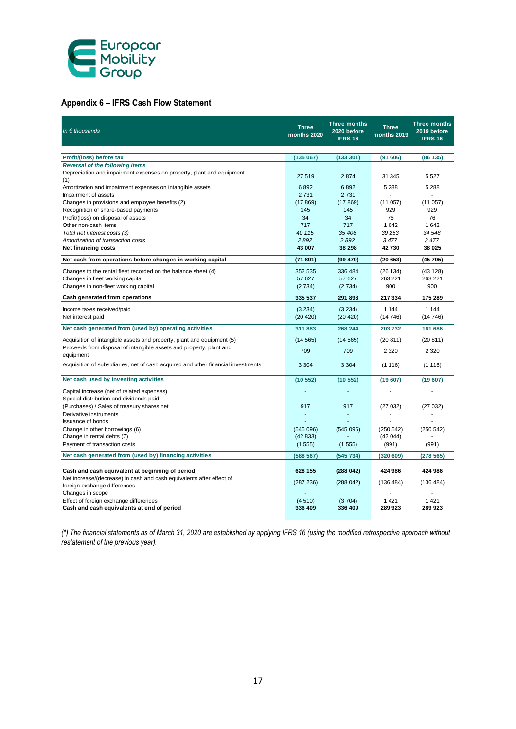## Appendix 6 – IFRS Cash Flow Statement

| *In € thousands* | Three months 2020 | Three months 2020 before IFRS 16 | Three months 2019 | Three months 2019 before IFRS 16 |
|---|---|---|---|---|
| **Profit/(loss) before tax** | **(135 067)** | **(133 301)** | **(91 606)** | **(86 135)** |
| ***Reversal of the following items*** | | | | |
| Depreciation and impairment expenses on property, plant and equipment (1) | 27 519 | 2 874 | 31 345 | 5 527 |
| Amortization and impairment expenses on intangible assets | 6 892 | 6 892 | 5 288 | 5 288 |
| Impairment of assets | 2 731 | 2 731 | - | - |
| Changes in provisions and employee benefits (2) | (17 869) | (17 869) | (11 057) | (11 057) |
| Recognition of share-based payments | 145 | 145 | 929 | 929 |
| Profit/(loss) on disposal of assets | 34 | 34 | 76 | 76 |
| Other non-cash items | 717 | 717 | 1 642 | 1 642 |
| *Total net interest costs (3)* | *40 115* | *35 406* | *39 253* | *34 548* |
| *Amortization of transaction costs* | *2 892* | *2 892* | *3 477* | *3 477* |
| **Net financing costs** | **43 007** | **38 298** | **42 730** | **38 025** |
| **Net cash from operations before changes in working capital** | **(71 891)** | **(99 479)** | **(20 653)** | **(45 705)** |
| Changes to the rental fleet recorded on the balance sheet (4) | 352 535 | 336 484 | (26 134) | (43 128) |
| Changes in fleet working capital | 57 627 | 57 627 | 263 221 | 263 221 |
| Changes in non-fleet working capital | (2 734) | (2 734) | 900 | 900 |
| **Cash generated from operations** | **335 537** | **291 898** | **217 334** | **175 289** |
| Income taxes received/paid | (3 234) | (3 234) | 1 144 | 1 144 |
| Net interest paid | (20 420) | (20 420) | (14 746) | (14 746) |
| **Net cash generated from (used by) operating activities** | **311 883** | **268 244** | **203 732** | **161 686** |
| Acquisition of intangible assets and property, plant and equipment (5) | (14 565) | (14 565) | (20 811) | (20 811) |
| Proceeds from disposal of intangible assets and property, plant and equipment | 709 | 709 | 2 320 | 2 320 |
| Acquisition of subsidiaries, net of cash acquired and other financial investments | 3 304 | 3 304 | (1 116) | (1 116) |
| **Net cash used by investing activities** | **(10 552)** | **(10 552)** | **(19 607)** | **(19 607)** |
| Capital increase (net of related expenses) | - | - | - | - |
| Special distribution and dividends paid | - | - | - | - |
| (Purchases) / Sales of treasury shares net | 917 | 917 | (27 032) | (27 032) |
| Derivative instruments | - | - | - | - |
| Issuance of bonds | - | - | - | - |
| Change in other borrowings (6) | (545 096) | (545 096) | (250 542) | (250 542) |
| Change in rental debts (7) | (42 833) | - | (42 044) | - |
| Payment of transaction costs | (1 555) | (1 555) | (991) | (991) |
| **Net cash generated from (used by) financing activities** | **(588 567)** | **(545 734)** | **(320 609)** | **(278 565)** |
| **Cash and cash equivalent at beginning of period** | **628 155** | **(288 042)** | **424 986** | **424 986** |
| Net increase/(decrease) in cash and cash equivalents after effect of foreign exchange differences | (287 236) | (288 042) | (136 484) | (136 484) |
| Changes in scope | - | | - | - |
| Effect of foreign exchange differences | (4 510) | (3 704) | 1 421 | 1 421 |
| **Cash and cash equivalents at end of period** | **336 409** | **336 409** | **289 923** | **289 923** |

*(\*) The financial statements as of March 31, 2020 are established by applying IFRS 16 (using the modified retrospective approach without restatement of the previous year).*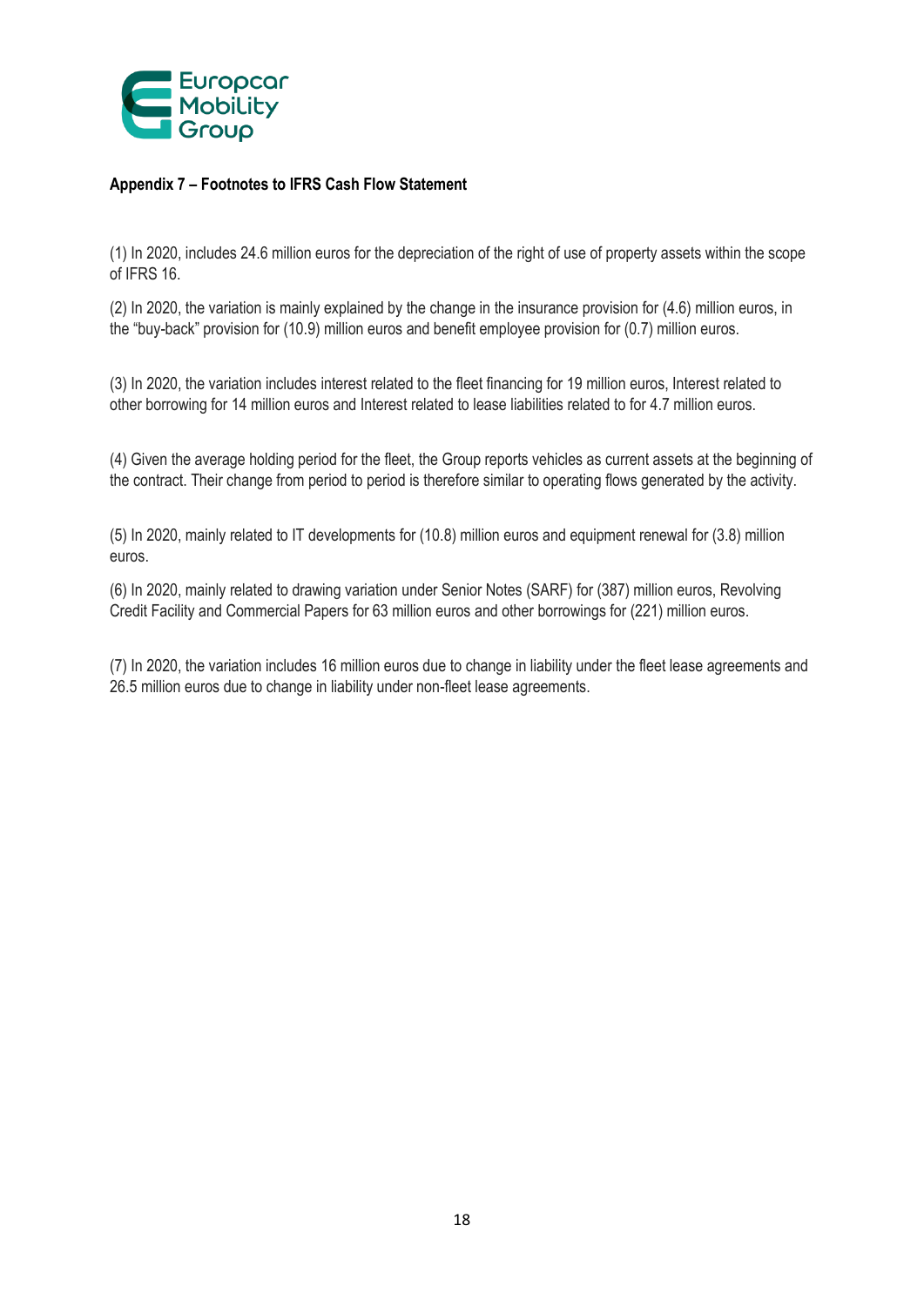**Appendix 7 – Footnotes to IFRS Cash Flow Statement**

(1) In 2020, includes 24.6 million euros for the depreciation of the right of use of property assets within the scope of IFRS 16.

(2) In 2020, the variation is mainly explained by the change in the insurance provision for (4.6) million euros, in the "buy-back" provision for (10.9) million euros and benefit employee provision for (0.7) million euros.

(3) In 2020, the variation includes interest related to the fleet financing for 19 million euros, Interest related to other borrowing for 14 million euros and Interest related to lease liabilities related to for 4.7 million euros.

(4) Given the average holding period for the fleet, the Group reports vehicles as current assets at the beginning of the contract. Their change from period to period is therefore similar to operating flows generated by the activity.

(5) In 2020, mainly related to IT developments for (10.8) million euros and equipment renewal for (3.8) million euros.

(6) In 2020, mainly related to drawing variation under Senior Notes (SARF) for (387) million euros, Revolving Credit Facility and Commercial Papers for 63 million euros and other borrowings for (221) million euros.

(7) In 2020, the variation includes 16 million euros due to change in liability under the fleet lease agreements and 26.5 million euros due to change in liability under non-fleet lease agreements.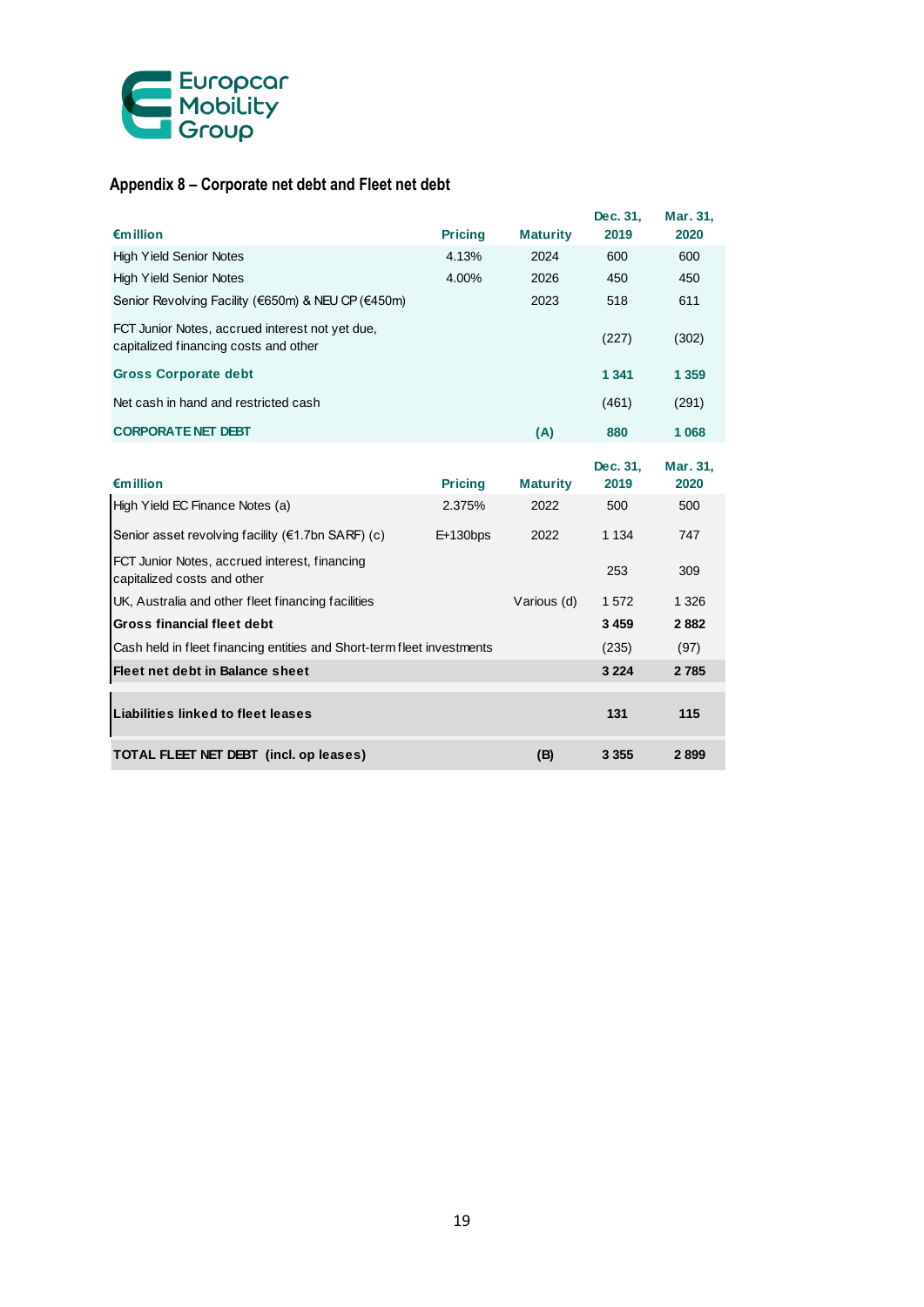## Appendix 8 – Corporate net debt and Fleet net debt

| €million | Pricing | Maturity | Dec. 31, 2019 | Mar. 31, 2020 |
|---|---|---|---|---|
| High Yield Senior Notes | 4.13% | 2024 | 600 | 600 |
| High Yield Senior Notes | 4.00% | 2026 | 450 | 450 |
| Senior Revolving Facility (€650m) & NEU CP (€450m) | | 2023 | 518 | 611 |
| FCT Junior Notes, accrued interest not yet due, capitalized financing costs and other | | | (227) | (302) |
| **Gross Corporate debt** | | | **1 341** | **1 359** |
| Net cash in hand and restricted cash | | | (461) | (291) |
| **CORPORATE NET DEBT** | | **(A)** | **880** | **1 068** |

| €million | Pricing | Maturity | Dec. 31, 2019 | Mar. 31, 2020 |
|---|---|---|---|---|
| High Yield EC Finance Notes (a) | 2.375% | 2022 | 500 | 500 |
| Senior asset revolving facility (€1.7bn SARF) (c) | E+130bps | 2022 | 1 134 | 747 |
| FCT Junior Notes, accrued interest, financing capitalized costs and other | | | 253 | 309 |
| UK, Australia and other fleet financing facilities | | Various (d) | 1 572 | 1 326 |
| **Gross financial fleet debt** | | | **3 459** | **2 882** |
| Cash held in fleet financing entities and Short-term fleet investments | | | (235) | (97) |
| **Fleet net debt in Balance sheet** | | | **3 224** | **2 785** |
| **Liabilities linked to fleet leases** | | | **131** | **115** |
| **TOTAL FLEET NET DEBT (incl. op leases)** | | **(B)** | **3 355** | **2 899** |